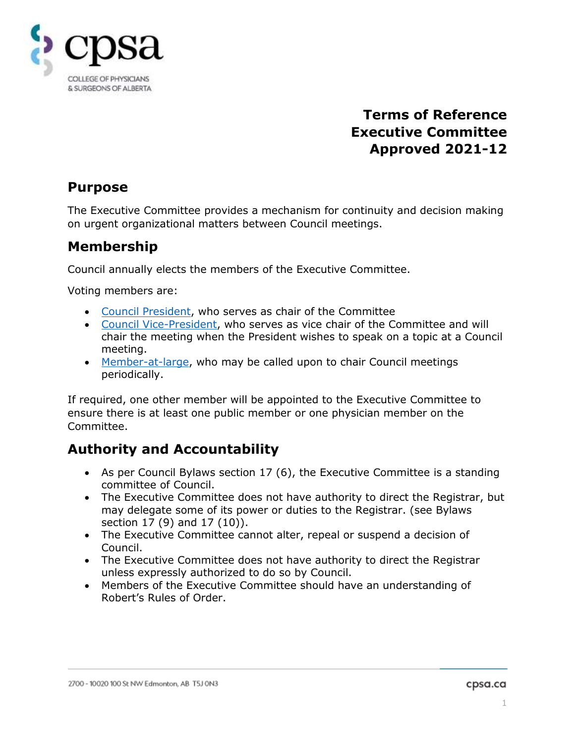# Terms of Reference
# Executive Committee
# Approved 2021-12

## Purpose

The Executive Committee provides a mechanism for continuity and decision making on urgent organizational matters between Council meetings.

## Membership

Council annually elects the members of the Executive Committee.

Voting members are:

- Council President, who serves as chair of the Committee
- Council Vice-President, who serves as vice chair of the Committee and will chair the meeting when the President wishes to speak on a topic at a Council meeting.
- Member-at-large, who may be called upon to chair Council meetings periodically.

If required, one other member will be appointed to the Executive Committee to ensure there is at least one public member or one physician member on the Committee.

## Authority and Accountability

- As per Council Bylaws section 17 (6), the Executive Committee is a standing committee of Council.
- The Executive Committee does not have authority to direct the Registrar, but may delegate some of its power or duties to the Registrar. (see Bylaws section 17 (9) and 17 (10)).
- The Executive Committee cannot alter, repeal or suspend a decision of Council.
- The Executive Committee does not have authority to direct the Registrar unless expressly authorized to do so by Council.
- Members of the Executive Committee should have an understanding of Robert's Rules of Order.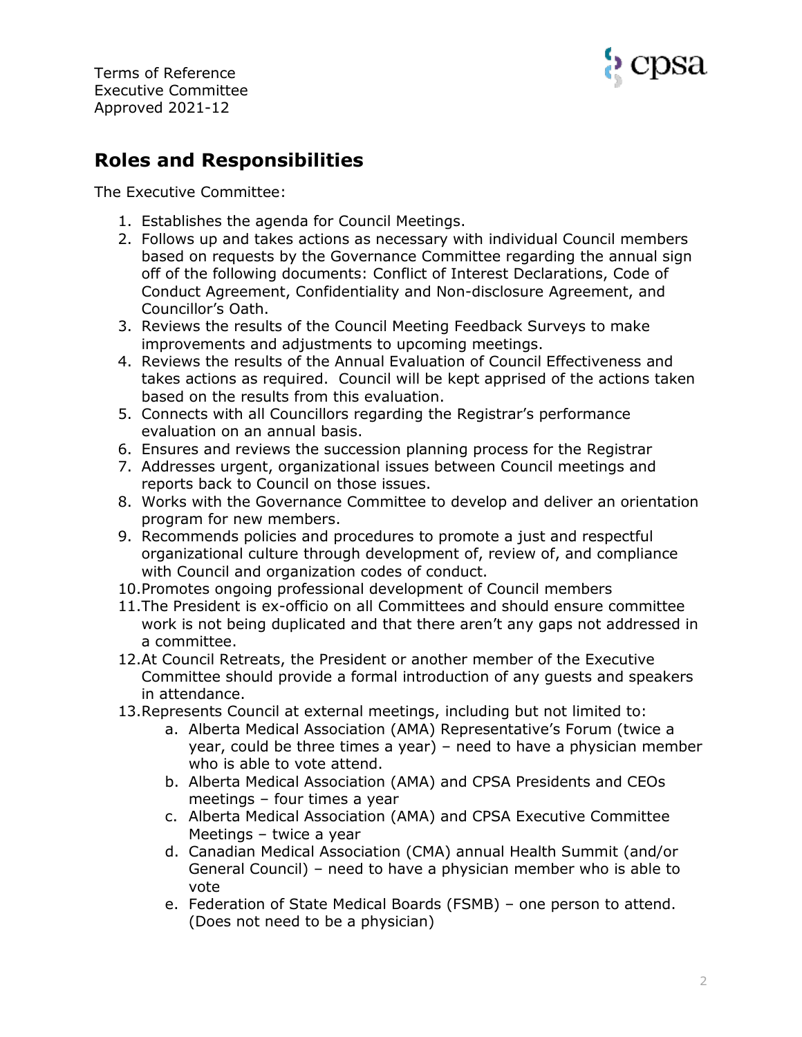## Roles and Responsibilities

The Executive Committee:

1. Establishes the agenda for Council Meetings.
2. Follows up and takes actions as necessary with individual Council members based on requests by the Governance Committee regarding the annual sign off of the following documents: Conflict of Interest Declarations, Code of Conduct Agreement, Confidentiality and Non-disclosure Agreement, and Councillor's Oath.
3. Reviews the results of the Council Meeting Feedback Surveys to make improvements and adjustments to upcoming meetings.
4. Reviews the results of the Annual Evaluation of Council Effectiveness and takes actions as required. Council will be kept apprised of the actions taken based on the results from this evaluation.
5. Connects with all Councillors regarding the Registrar's performance evaluation on an annual basis.
6. Ensures and reviews the succession planning process for the Registrar
7. Addresses urgent, organizational issues between Council meetings and reports back to Council on those issues.
8. Works with the Governance Committee to develop and deliver an orientation program for new members.
9. Recommends policies and procedures to promote a just and respectful organizational culture through development of, review of, and compliance with Council and organization codes of conduct.
10. Promotes ongoing professional development of Council members
11. The President is ex-officio on all Committees and should ensure committee work is not being duplicated and that there aren't any gaps not addressed in a committee.
12. At Council Retreats, the President or another member of the Executive Committee should provide a formal introduction of any guests and speakers in attendance.
13. Represents Council at external meetings, including but not limited to:
    a. Alberta Medical Association (AMA) Representative's Forum (twice a year, could be three times a year) – need to have a physician member who is able to vote attend.
    b. Alberta Medical Association (AMA) and CPSA Presidents and CEOs meetings – four times a year
    c. Alberta Medical Association (AMA) and CPSA Executive Committee Meetings – twice a year
    d. Canadian Medical Association (CMA) annual Health Summit (and/or General Council) – need to have a physician member who is able to vote
    e. Federation of State Medical Boards (FSMB) – one person to attend. (Does not need to be a physician)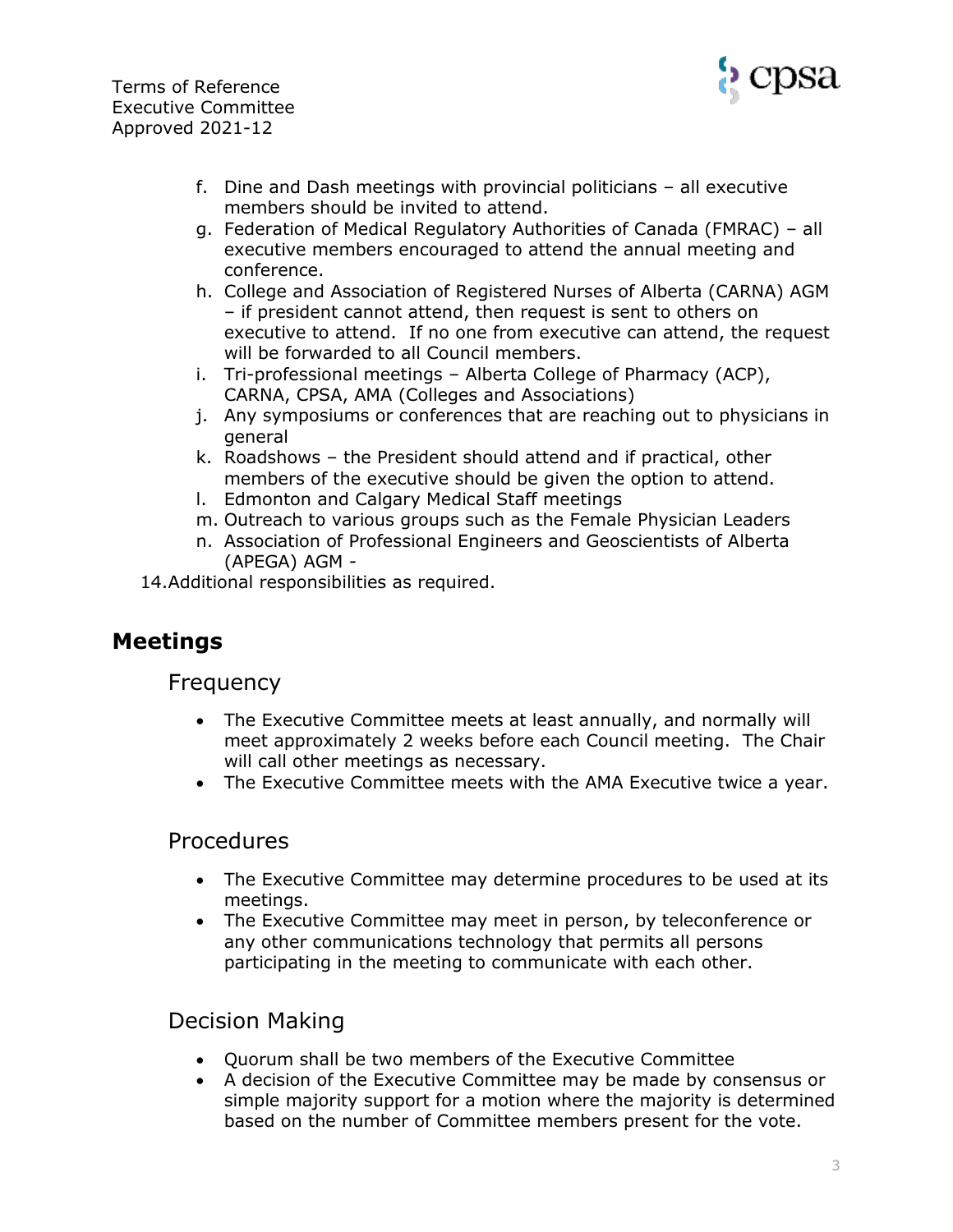f. Dine and Dash meetings with provincial politicians – all executive members should be invited to attend.
g. Federation of Medical Regulatory Authorities of Canada (FMRAC) – all executive members encouraged to attend the annual meeting and conference.
h. College and Association of Registered Nurses of Alberta (CARNA) AGM – if president cannot attend, then request is sent to others on executive to attend. If no one from executive can attend, the request will be forwarded to all Council members.
i. Tri-professional meetings – Alberta College of Pharmacy (ACP), CARNA, CPSA, AMA (Colleges and Associations)
j. Any symposiums or conferences that are reaching out to physicians in general
k. Roadshows – the President should attend and if practical, other members of the executive should be given the option to attend.
l. Edmonton and Calgary Medical Staff meetings
m. Outreach to various groups such as the Female Physician Leaders
n. Association of Professional Engineers and Geoscientists of Alberta (APEGA) AGM -

14. Additional responsibilities as required.

## Meetings

### Frequency

- The Executive Committee meets at least annually, and normally will meet approximately 2 weeks before each Council meeting. The Chair will call other meetings as necessary.
- The Executive Committee meets with the AMA Executive twice a year.

### Procedures

- The Executive Committee may determine procedures to be used at its meetings.
- The Executive Committee may meet in person, by teleconference or any other communications technology that permits all persons participating in the meeting to communicate with each other.

### Decision Making

- Quorum shall be two members of the Executive Committee
- A decision of the Executive Committee may be made by consensus or simple majority support for a motion where the majority is determined based on the number of Committee members present for the vote.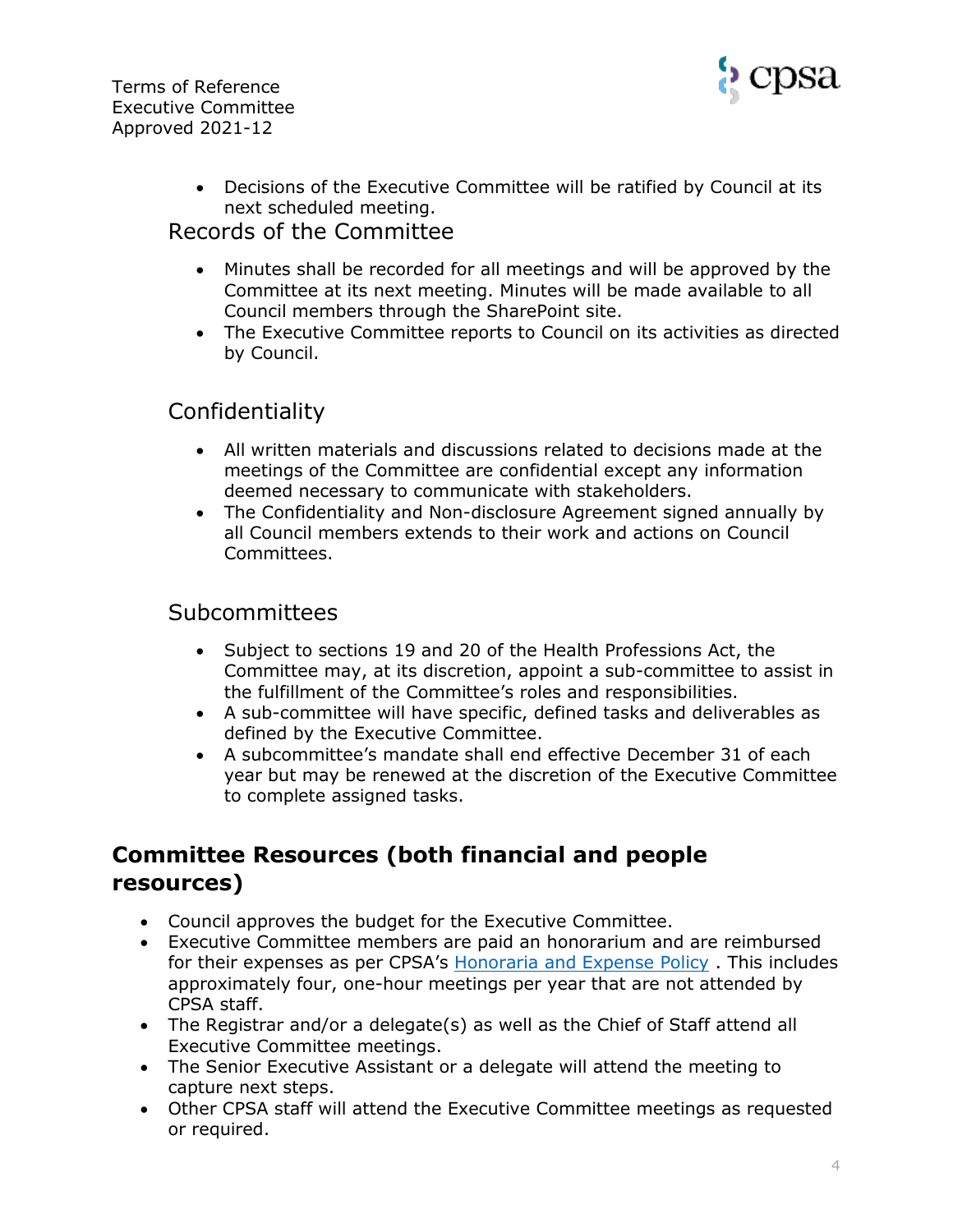- Decisions of the Executive Committee will be ratified by Council at its next scheduled meeting.

### Records of the Committee

- Minutes shall be recorded for all meetings and will be approved by the Committee at its next meeting. Minutes will be made available to all Council members through the SharePoint site.
- The Executive Committee reports to Council on its activities as directed by Council.

### Confidentiality

- All written materials and discussions related to decisions made at the meetings of the Committee are confidential except any information deemed necessary to communicate with stakeholders.
- The Confidentiality and Non-disclosure Agreement signed annually by all Council members extends to their work and actions on Council Committees.

### Subcommittees

- Subject to sections 19 and 20 of the Health Professions Act, the Committee may, at its discretion, appoint a sub-committee to assist in the fulfillment of the Committee's roles and responsibilities.
- A sub-committee will have specific, defined tasks and deliverables as defined by the Executive Committee.
- A subcommittee's mandate shall end effective December 31 of each year but may be renewed at the discretion of the Executive Committee to complete assigned tasks.

## Committee Resources (both financial and people resources)

- Council approves the budget for the Executive Committee.
- Executive Committee members are paid an honorarium and are reimbursed for their expenses as per CPSA's Honoraria and Expense Policy . This includes approximately four, one-hour meetings per year that are not attended by CPSA staff.
- The Registrar and/or a delegate(s) as well as the Chief of Staff attend all Executive Committee meetings.
- The Senior Executive Assistant or a delegate will attend the meeting to capture next steps.
- Other CPSA staff will attend the Executive Committee meetings as requested or required.